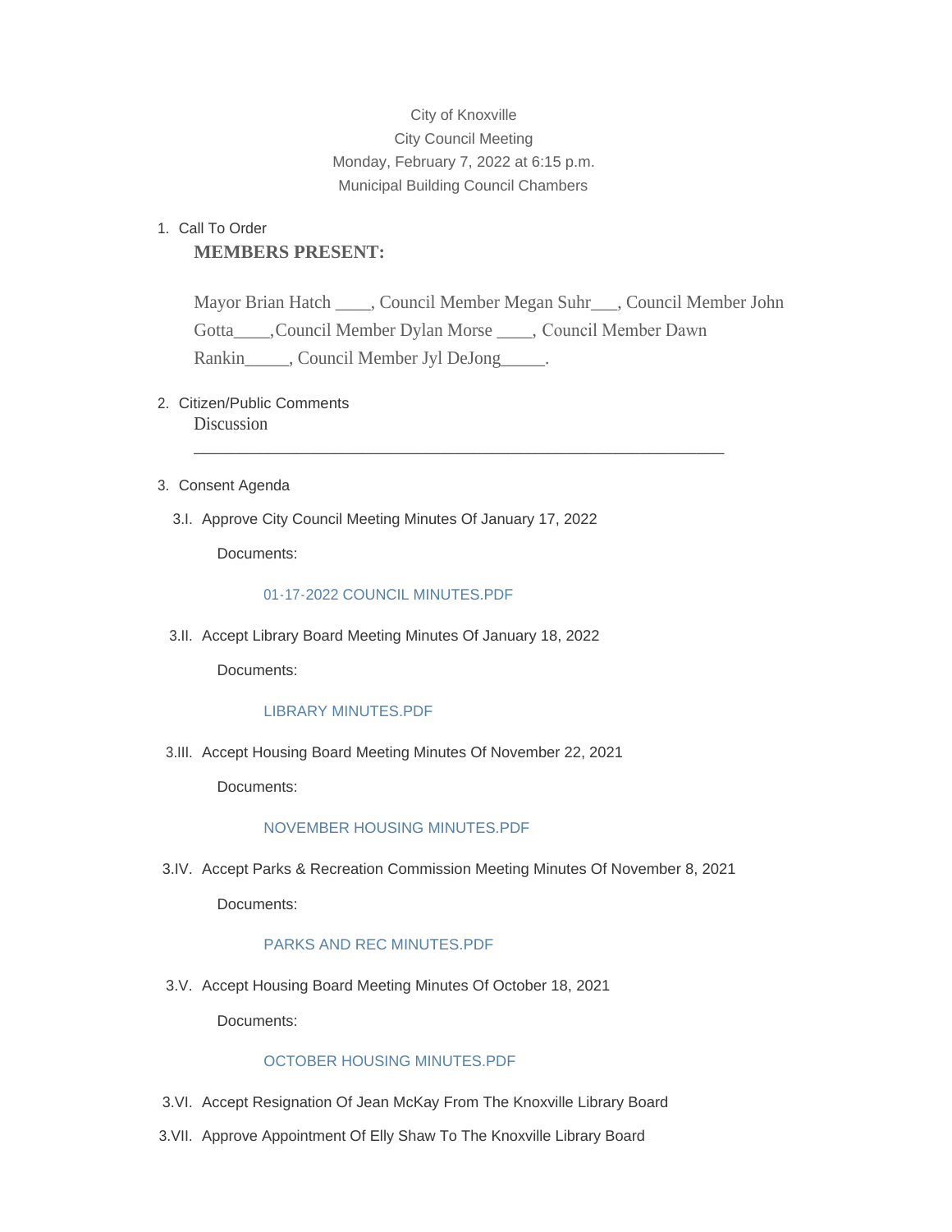City of Knoxville
City Council Meeting
Monday, February 7, 2022 at 6:15 p.m.
Municipal Building Council Chambers

1. Call To Order

   **MEMBERS PRESENT:**

   Mayor Brian Hatch ____, Council Member Megan Suhr___, Council Member John Gotta____,Council Member Dylan Morse ____, Council Member Dawn Rankin_____, Council Member Jyl DeJong_____.

2. Citizen/Public Comments

   Discussion

   ___________________________________________________________________

3. Consent Agenda

   3.I. Approve City Council Meeting Minutes Of January 17, 2022

   Documents:

   01-17-2022 COUNCIL MINUTES.PDF

   3.II. Accept Library Board Meeting Minutes Of January 18, 2022

   Documents:

   LIBRARY MINUTES.PDF

   3.III. Accept Housing Board Meeting Minutes Of November 22, 2021

   Documents:

   NOVEMBER HOUSING MINUTES.PDF

   3.IV. Accept Parks & Recreation Commission Meeting Minutes Of November 8, 2021

   Documents:

   PARKS AND REC MINUTES.PDF

   3.V. Accept Housing Board Meeting Minutes Of October 18, 2021

   Documents:

   OCTOBER HOUSING MINUTES.PDF

   3.VI. Accept Resignation Of Jean McKay From The Knoxville Library Board

   3.VII. Approve Appointment Of Elly Shaw To The Knoxville Library Board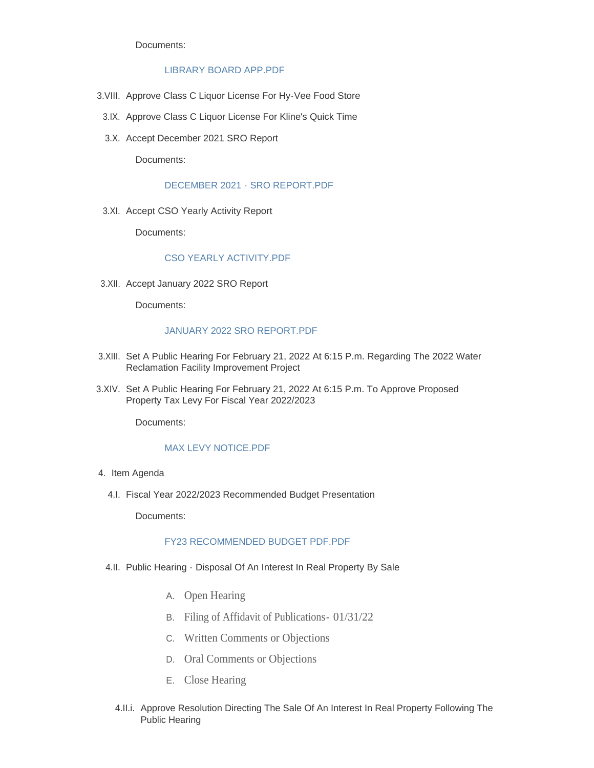Documents:

LIBRARY BOARD APP.PDF

3.VIII. Approve Class C Liquor License For Hy-Vee Food Store

3.IX. Approve Class C Liquor License For Kline's Quick Time

3.X. Accept December 2021 SRO Report

Documents:

DECEMBER 2021 - SRO REPORT.PDF

3.XI. Accept CSO Yearly Activity Report

Documents:

CSO YEARLY ACTIVITY.PDF

3.XII. Accept January 2022 SRO Report

Documents:

JANUARY 2022 SRO REPORT.PDF

3.XIII. Set A Public Hearing For February 21, 2022 At 6:15 P.m. Regarding The 2022 Water Reclamation Facility Improvement Project

3.XIV. Set A Public Hearing For February 21, 2022 At 6:15 P.m. To Approve Proposed Property Tax Levy For Fiscal Year 2022/2023

Documents:

MAX LEVY NOTICE.PDF

4. Item Agenda

4.I. Fiscal Year 2022/2023 Recommended Budget Presentation

Documents:

FY23 RECOMMENDED BUDGET PDF.PDF

4.II. Public Hearing - Disposal Of An Interest In Real Property By Sale

A. Open Hearing
B. Filing of Affidavit of Publications- 01/31/22
C. Written Comments or Objections
D. Oral Comments or Objections
E. Close Hearing

4.II.i. Approve Resolution Directing The Sale Of An Interest In Real Property Following The Public Hearing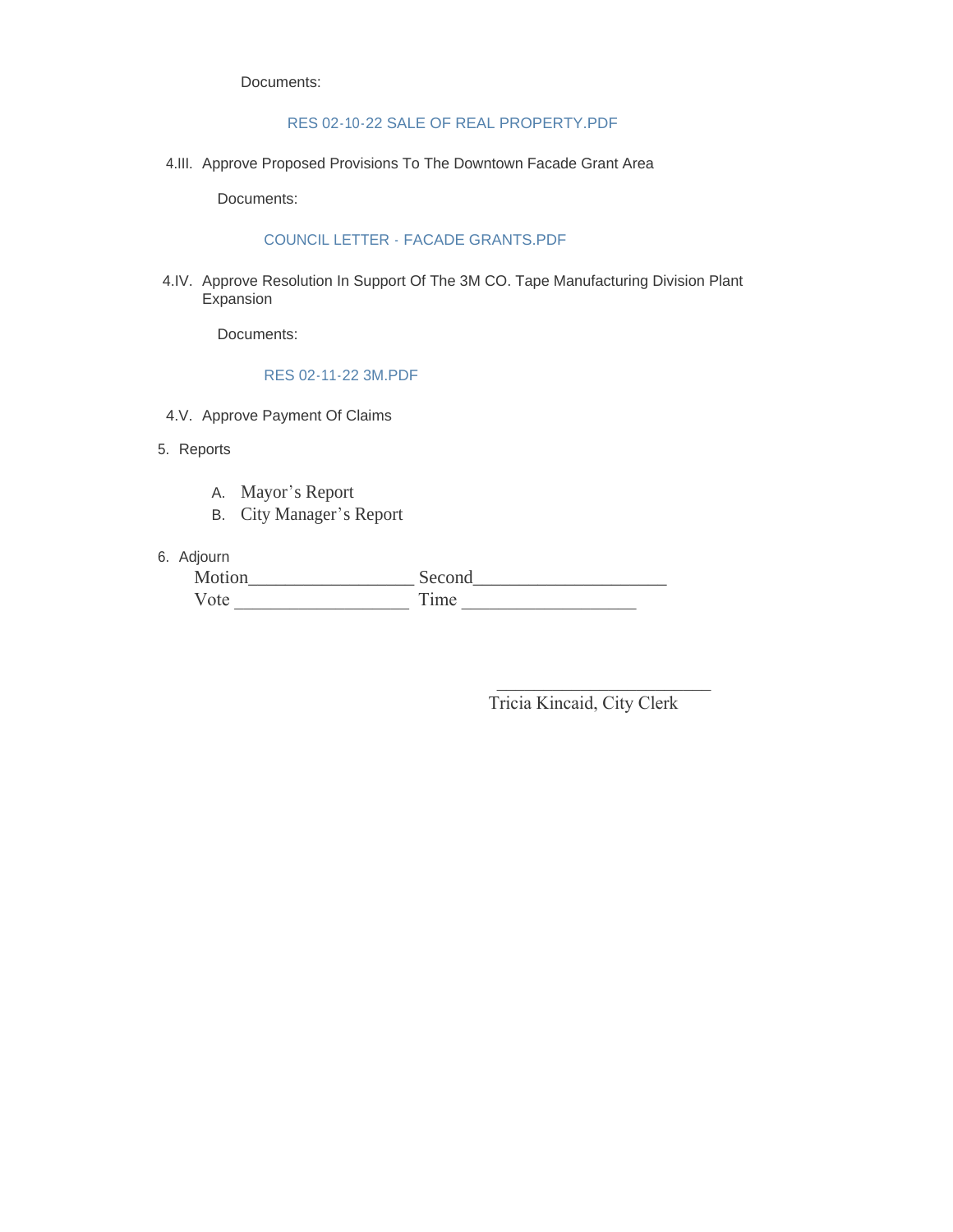Documents:

RES 02-10-22 SALE OF REAL PROPERTY.PDF

4.III. Approve Proposed Provisions To The Downtown Facade Grant Area

Documents:

COUNCIL LETTER - FACADE GRANTS.PDF

4.IV. Approve Resolution In Support Of The 3M CO. Tape Manufacturing Division Plant Expansion

Documents:

RES 02-11-22 3M.PDF

4.V. Approve Payment Of Claims

5. Reports

   A. Mayor's Report
   B. City Manager's Report

6. Adjourn

Motion__________________ Second_____________________
Vote ___________________ Time ___________________

_______________________
Tricia Kincaid, City Clerk